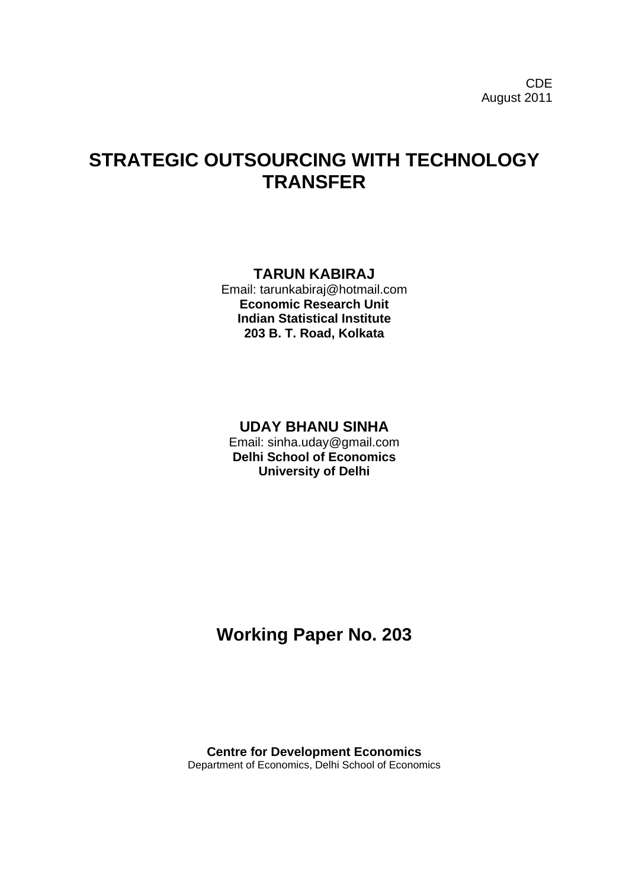CDE
August 2011

# STRATEGIC OUTSOURCING WITH TECHNOLOGY TRANSFER

**TARUN KABIRAJ**
Email: tarunkabiraj@hotmail.com
**Economic Research Unit**
**Indian Statistical Institute**
**203 B. T. Road, Kolkata**

**UDAY BHANU SINHA**
Email: sinha.uday@gmail.com
**Delhi School of Economics**
**University of Delhi**

## Working Paper No. 203

**Centre for Development Economics**
Department of Economics, Delhi School of Economics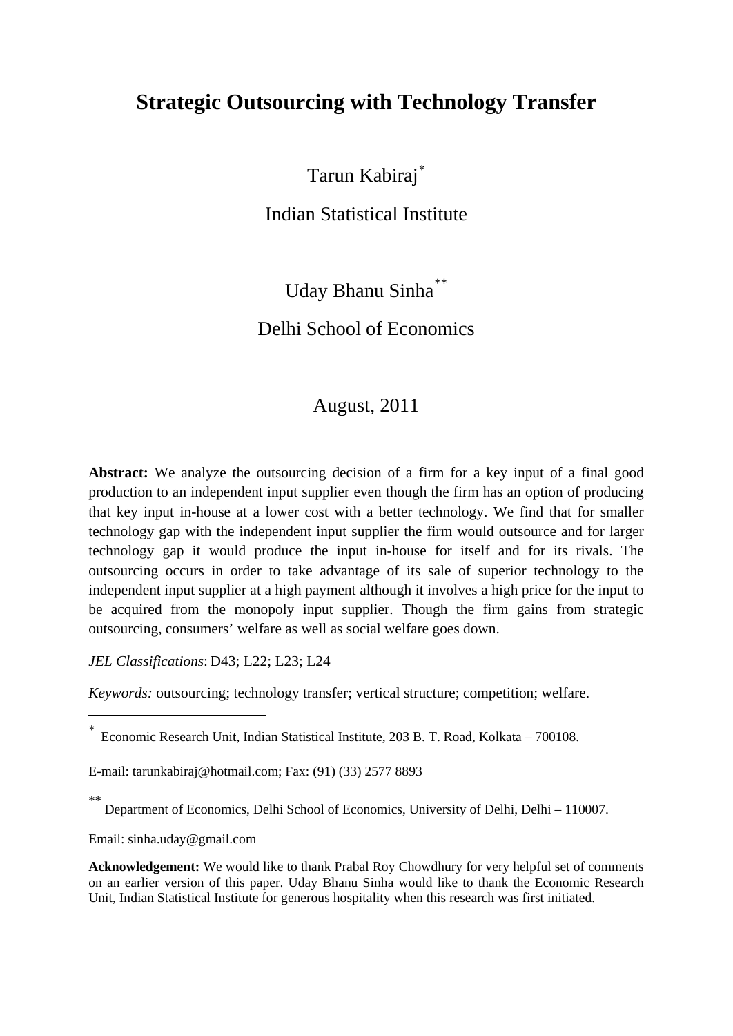# Strategic Outsourcing with Technology Transfer

Tarun Kabiraj[*]

Indian Statistical Institute

Uday Bhanu Sinha[**]

Delhi School of Economics

August, 2011

**Abstract:** We analyze the outsourcing decision of a firm for a key input of a final good production to an independent input supplier even though the firm has an option of producing that key input in-house at a lower cost with a better technology. We find that for smaller technology gap with the independent input supplier the firm would outsource and for larger technology gap it would produce the input in-house for itself and for its rivals. The outsourcing occurs in order to take advantage of its sale of superior technology to the independent input supplier at a high payment although it involves a high price for the input to be acquired from the monopoly input supplier. Though the firm gains from strategic outsourcing, consumers' welfare as well as social welfare goes down.

*JEL Classifications*: D43; L22; L23; L24

*Keywords:* outsourcing; technology transfer; vertical structure; competition; welfare.

---

[*] Economic Research Unit, Indian Statistical Institute, 203 B. T. Road, Kolkata – 700108.

E-mail: tarunkabiraj@hotmail.com; Fax: (91) (33) 2577 8893

[**] Department of Economics, Delhi School of Economics, University of Delhi, Delhi – 110007.

Email: sinha.uday@gmail.com

**Acknowledgement:** We would like to thank Prabal Roy Chowdhury for very helpful set of comments on an earlier version of this paper. Uday Bhanu Sinha would like to thank the Economic Research Unit, Indian Statistical Institute for generous hospitality when this research was first initiated.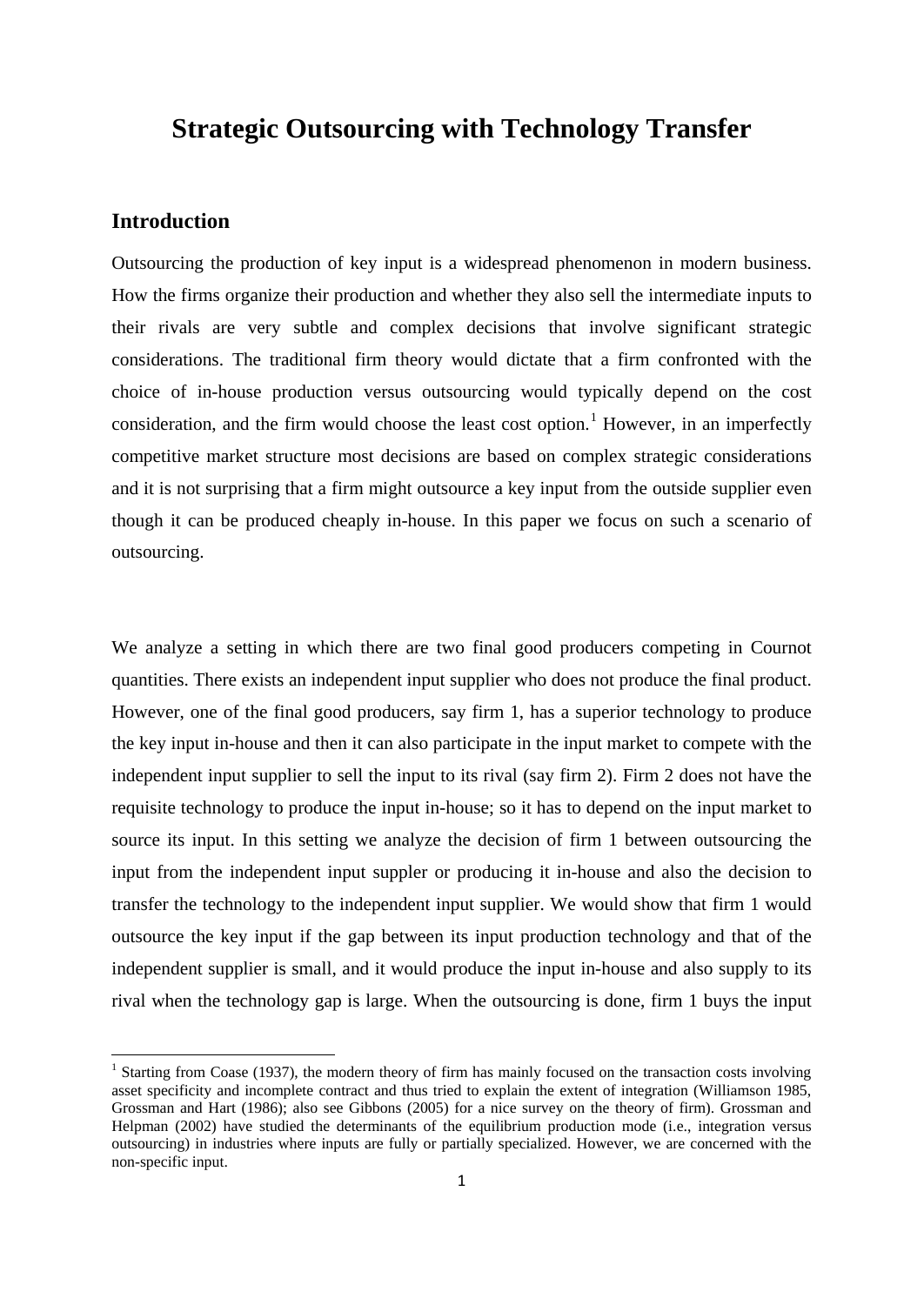# Strategic Outsourcing with Technology Transfer

## Introduction

Outsourcing the production of key input is a widespread phenomenon in modern business. How the firms organize their production and whether they also sell the intermediate inputs to their rivals are very subtle and complex decisions that involve significant strategic considerations. The traditional firm theory would dictate that a firm confronted with the choice of in-house production versus outsourcing would typically depend on the cost consideration, and the firm would choose the least cost option.[1] However, in an imperfectly competitive market structure most decisions are based on complex strategic considerations and it is not surprising that a firm might outsource a key input from the outside supplier even though it can be produced cheaply in-house. In this paper we focus on such a scenario of outsourcing.

We analyze a setting in which there are two final good producers competing in Cournot quantities. There exists an independent input supplier who does not produce the final product. However, one of the final good producers, say firm 1, has a superior technology to produce the key input in-house and then it can also participate in the input market to compete with the independent input supplier to sell the input to its rival (say firm 2). Firm 2 does not have the requisite technology to produce the input in-house; so it has to depend on the input market to source its input. In this setting we analyze the decision of firm 1 between outsourcing the input from the independent input suppler or producing it in-house and also the decision to transfer the technology to the independent input supplier. We would show that firm 1 would outsource the key input if the gap between its input production technology and that of the independent supplier is small, and it would produce the input in-house and also supply to its rival when the technology gap is large. When the outsourcing is done, firm 1 buys the input

[1] Starting from Coase (1937), the modern theory of firm has mainly focused on the transaction costs involving asset specificity and incomplete contract and thus tried to explain the extent of integration (Williamson 1985, Grossman and Hart (1986); also see Gibbons (2005) for a nice survey on the theory of firm). Grossman and Helpman (2002) have studied the determinants of the equilibrium production mode (i.e., integration versus outsourcing) in industries where inputs are fully or partially specialized. However, we are concerned with the non-specific input.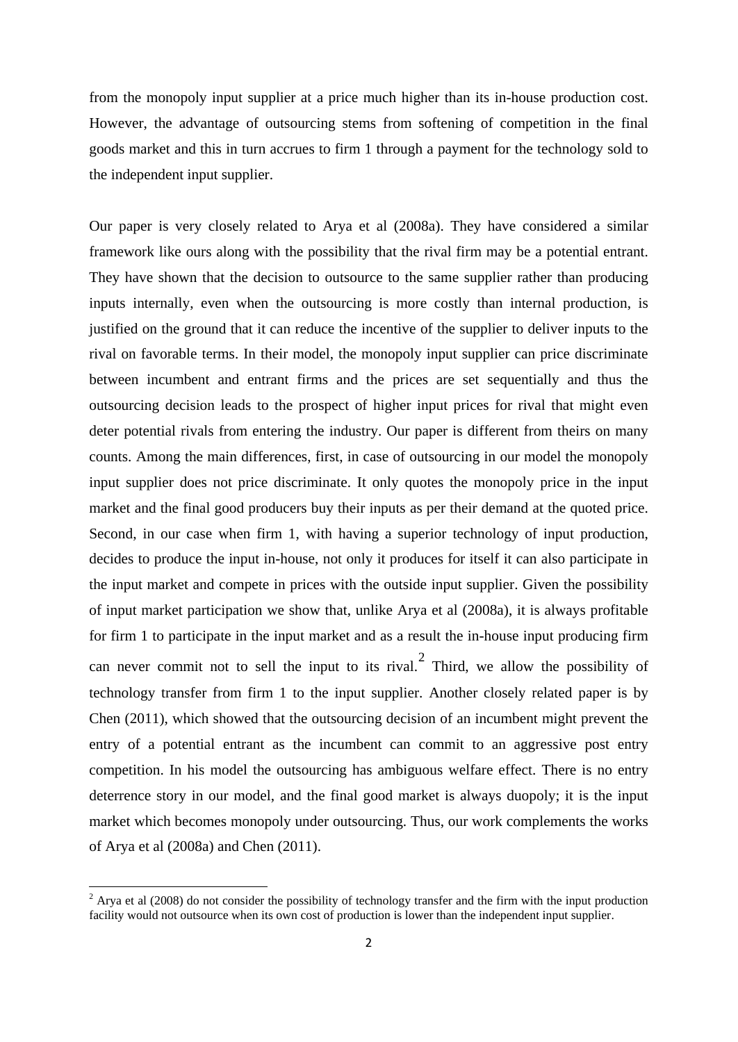from the monopoly input supplier at a price much higher than its in-house production cost. However, the advantage of outsourcing stems from softening of competition in the final goods market and this in turn accrues to firm 1 through a payment for the technology sold to the independent input supplier.

Our paper is very closely related to Arya et al (2008a). They have considered a similar framework like ours along with the possibility that the rival firm may be a potential entrant. They have shown that the decision to outsource to the same supplier rather than producing inputs internally, even when the outsourcing is more costly than internal production, is justified on the ground that it can reduce the incentive of the supplier to deliver inputs to the rival on favorable terms. In their model, the monopoly input supplier can price discriminate between incumbent and entrant firms and the prices are set sequentially and thus the outsourcing decision leads to the prospect of higher input prices for rival that might even deter potential rivals from entering the industry. Our paper is different from theirs on many counts. Among the main differences, first, in case of outsourcing in our model the monopoly input supplier does not price discriminate. It only quotes the monopoly price in the input market and the final good producers buy their inputs as per their demand at the quoted price. Second, in our case when firm 1, with having a superior technology of input production, decides to produce the input in-house, not only it produces for itself it can also participate in the input market and compete in prices with the outside input supplier. Given the possibility of input market participation we show that, unlike Arya et al (2008a), it is always profitable for firm 1 to participate in the input market and as a result the in-house input producing firm can never commit not to sell the input to its rival.[2] Third, we allow the possibility of technology transfer from firm 1 to the input supplier. Another closely related paper is by Chen (2011), which showed that the outsourcing decision of an incumbent might prevent the entry of a potential entrant as the incumbent can commit to an aggressive post entry competition. In his model the outsourcing has ambiguous welfare effect. There is no entry deterrence story in our model, and the final good market is always duopoly; it is the input market which becomes monopoly under outsourcing. Thus, our work complements the works of Arya et al (2008a) and Chen (2011).

[2] Arya et al (2008) do not consider the possibility of technology transfer and the firm with the input production facility would not outsource when its own cost of production is lower than the independent input supplier.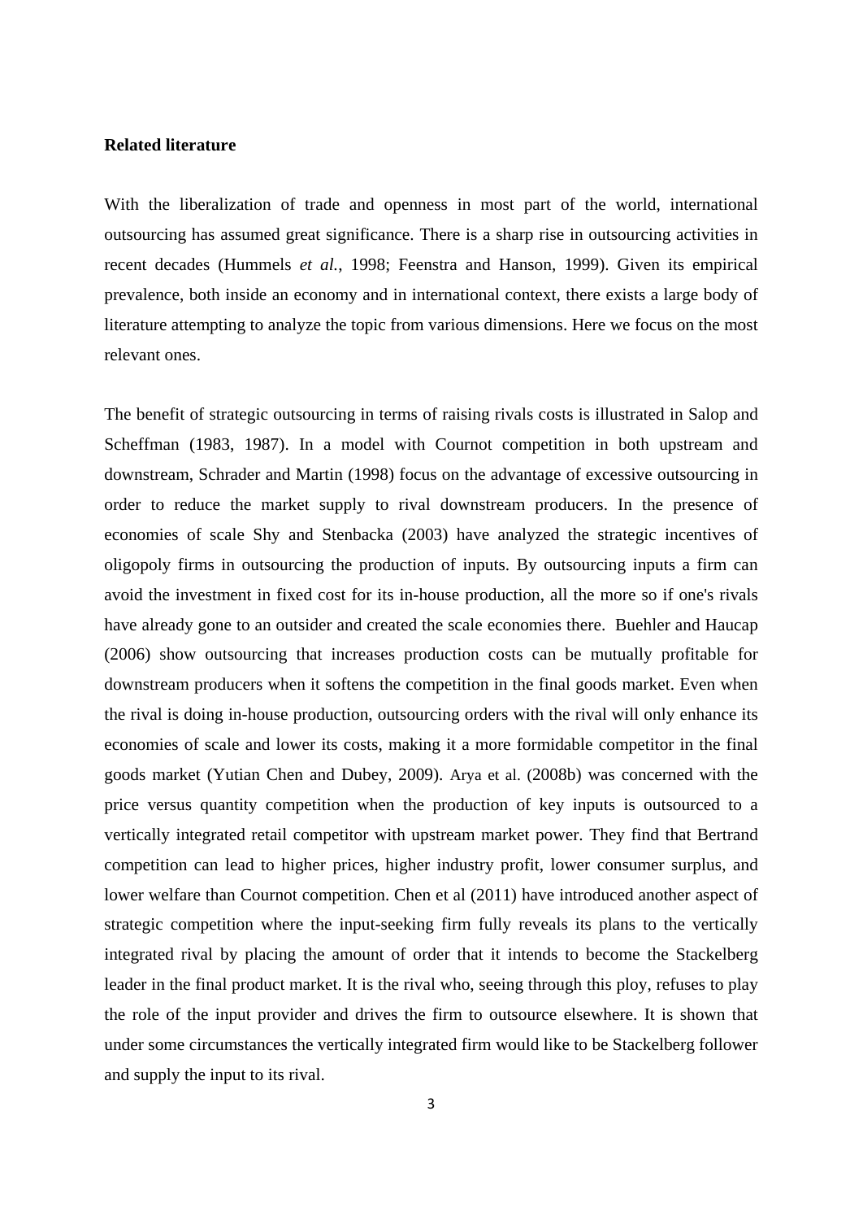**Related literature**

With the liberalization of trade and openness in most part of the world, international outsourcing has assumed great significance. There is a sharp rise in outsourcing activities in recent decades (Hummels *et al.*, 1998; Feenstra and Hanson, 1999). Given its empirical prevalence, both inside an economy and in international context, there exists a large body of literature attempting to analyze the topic from various dimensions. Here we focus on the most relevant ones.

The benefit of strategic outsourcing in terms of raising rivals costs is illustrated in Salop and Scheffman (1983, 1987). In a model with Cournot competition in both upstream and downstream, Schrader and Martin (1998) focus on the advantage of excessive outsourcing in order to reduce the market supply to rival downstream producers. In the presence of economies of scale Shy and Stenbacka (2003) have analyzed the strategic incentives of oligopoly firms in outsourcing the production of inputs. By outsourcing inputs a firm can avoid the investment in fixed cost for its in-house production, all the more so if one's rivals have already gone to an outsider and created the scale economies there. Buehler and Haucap (2006) show outsourcing that increases production costs can be mutually profitable for downstream producers when it softens the competition in the final goods market. Even when the rival is doing in-house production, outsourcing orders with the rival will only enhance its economies of scale and lower its costs, making it a more formidable competitor in the final goods market (Yutian Chen and Dubey, 2009). Arya et al. (2008b) was concerned with the price versus quantity competition when the production of key inputs is outsourced to a vertically integrated retail competitor with upstream market power. They find that Bertrand competition can lead to higher prices, higher industry profit, lower consumer surplus, and lower welfare than Cournot competition. Chen et al (2011) have introduced another aspect of strategic competition where the input-seeking firm fully reveals its plans to the vertically integrated rival by placing the amount of order that it intends to become the Stackelberg leader in the final product market. It is the rival who, seeing through this ploy, refuses to play the role of the input provider and drives the firm to outsource elsewhere. It is shown that under some circumstances the vertically integrated firm would like to be Stackelberg follower and supply the input to its rival.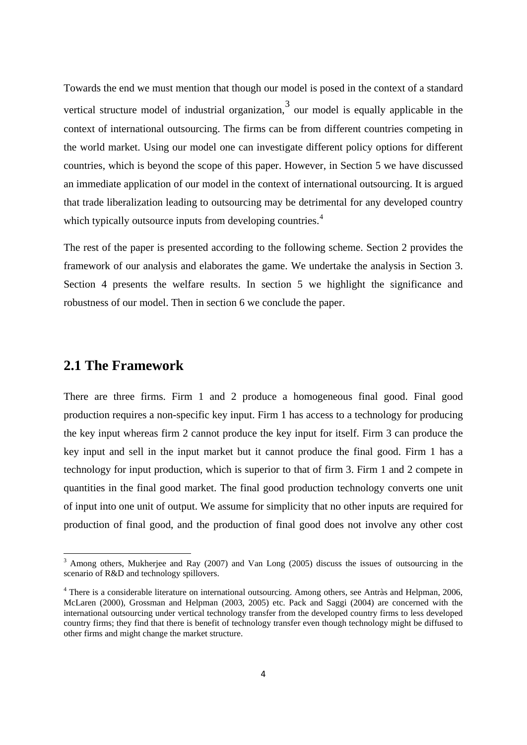Towards the end we must mention that though our model is posed in the context of a standard vertical structure model of industrial organization,[3] our model is equally applicable in the context of international outsourcing. The firms can be from different countries competing in the world market. Using our model one can investigate different policy options for different countries, which is beyond the scope of this paper. However, in Section 5 we have discussed an immediate application of our model in the context of international outsourcing. It is argued that trade liberalization leading to outsourcing may be detrimental for any developed country which typically outsource inputs from developing countries.[4]

The rest of the paper is presented according to the following scheme. Section 2 provides the framework of our analysis and elaborates the game. We undertake the analysis in Section 3. Section 4 presents the welfare results. In section 5 we highlight the significance and robustness of our model. Then in section 6 we conclude the paper.

## 2.1 The Framework

There are three firms. Firm 1 and 2 produce a homogeneous final good. Final good production requires a non-specific key input. Firm 1 has access to a technology for producing the key input whereas firm 2 cannot produce the key input for itself. Firm 3 can produce the key input and sell in the input market but it cannot produce the final good. Firm 1 has a technology for input production, which is superior to that of firm 3. Firm 1 and 2 compete in quantities in the final good market. The final good production technology converts one unit of input into one unit of output. We assume for simplicity that no other inputs are required for production of final good, and the production of final good does not involve any other cost

---

[3] Among others, Mukherjee and Ray (2007) and Van Long (2005) discuss the issues of outsourcing in the scenario of R&D and technology spillovers.

[4] There is a considerable literature on international outsourcing. Among others, see Antràs and Helpman, 2006, McLaren (2000), Grossman and Helpman (2003, 2005) etc. Pack and Saggi (2004) are concerned with the international outsourcing under vertical technology transfer from the developed country firms to less developed country firms; they find that there is benefit of technology transfer even though technology might be diffused to other firms and might change the market structure.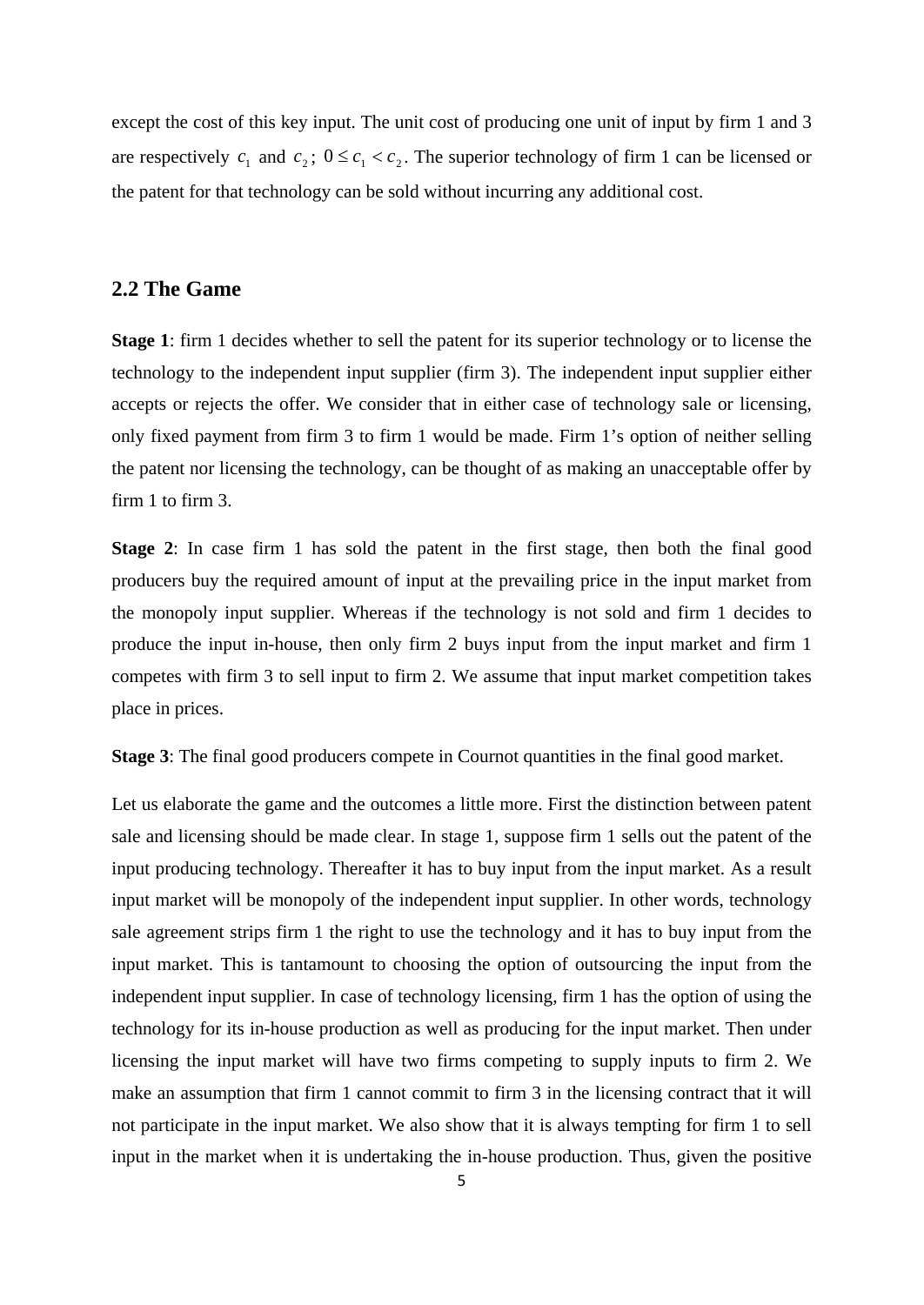except the cost of this key input. The unit cost of producing one unit of input by firm 1 and 3 are respectively $c_1$ and $c_2$; $0 \leq c_1 < c_2$. The superior technology of firm 1 can be licensed or the patent for that technology can be sold without incurring any additional cost.

## 2.2 The Game

**Stage 1**: firm 1 decides whether to sell the patent for its superior technology or to license the technology to the independent input supplier (firm 3). The independent input supplier either accepts or rejects the offer. We consider that in either case of technology sale or licensing, only fixed payment from firm 3 to firm 1 would be made. Firm 1's option of neither selling the patent nor licensing the technology, can be thought of as making an unacceptable offer by firm 1 to firm 3.

**Stage 2**: In case firm 1 has sold the patent in the first stage, then both the final good producers buy the required amount of input at the prevailing price in the input market from the monopoly input supplier. Whereas if the technology is not sold and firm 1 decides to produce the input in-house, then only firm 2 buys input from the input market and firm 1 competes with firm 3 to sell input to firm 2. We assume that input market competition takes place in prices.

**Stage 3**: The final good producers compete in Cournot quantities in the final good market.

Let us elaborate the game and the outcomes a little more. First the distinction between patent sale and licensing should be made clear. In stage 1, suppose firm 1 sells out the patent of the input producing technology. Thereafter it has to buy input from the input market. As a result input market will be monopoly of the independent input supplier. In other words, technology sale agreement strips firm 1 the right to use the technology and it has to buy input from the input market. This is tantamount to choosing the option of outsourcing the input from the independent input supplier. In case of technology licensing, firm 1 has the option of using the technology for its in-house production as well as producing for the input market. Then under licensing the input market will have two firms competing to supply inputs to firm 2. We make an assumption that firm 1 cannot commit to firm 3 in the licensing contract that it will not participate in the input market. We also show that it is always tempting for firm 1 to sell input in the market when it is undertaking the in-house production. Thus, given the positive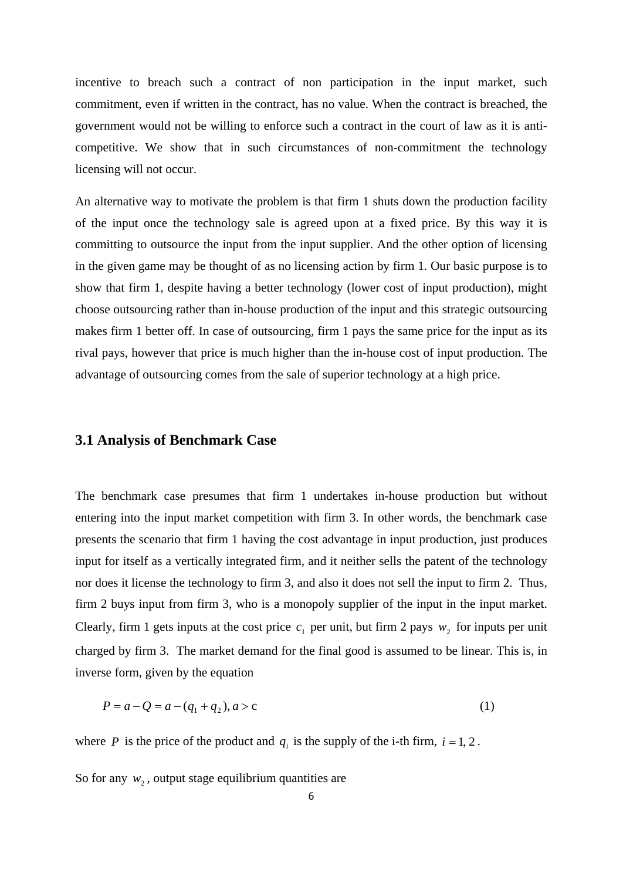incentive to breach such a contract of non participation in the input market, such commitment, even if written in the contract, has no value. When the contract is breached, the government would not be willing to enforce such a contract in the court of law as it is anti-competitive. We show that in such circumstances of non-commitment the technology licensing will not occur.

An alternative way to motivate the problem is that firm 1 shuts down the production facility of the input once the technology sale is agreed upon at a fixed price. By this way it is committing to outsource the input from the input supplier. And the other option of licensing in the given game may be thought of as no licensing action by firm 1. Our basic purpose is to show that firm 1, despite having a better technology (lower cost of input production), might choose outsourcing rather than in-house production of the input and this strategic outsourcing makes firm 1 better off. In case of outsourcing, firm 1 pays the same price for the input as its rival pays, however that price is much higher than the in-house cost of input production. The advantage of outsourcing comes from the sale of superior technology at a high price.

### 3.1 Analysis of Benchmark Case

The benchmark case presumes that firm 1 undertakes in-house production but without entering into the input market competition with firm 3. In other words, the benchmark case presents the scenario that firm 1 having the cost advantage in input production, just produces input for itself as a vertically integrated firm, and it neither sells the patent of the technology nor does it license the technology to firm 3, and also it does not sell the input to firm 2. Thus, firm 2 buys input from firm 3, who is a monopoly supplier of the input in the input market. Clearly, firm 1 gets inputs at the cost price $c_1$ per unit, but firm 2 pays $w_2$ for inputs per unit charged by firm 3. The market demand for the final good is assumed to be linear. This is, in inverse form, given by the equation

$$P = a - Q = a - (q_1 + q_2), a > \mathrm{c} \tag{1}$$

where $P$ is the price of the product and $q_i$ is the supply of the i-th firm, $i = 1, 2$.

So for any $w_2$, output stage equilibrium quantities are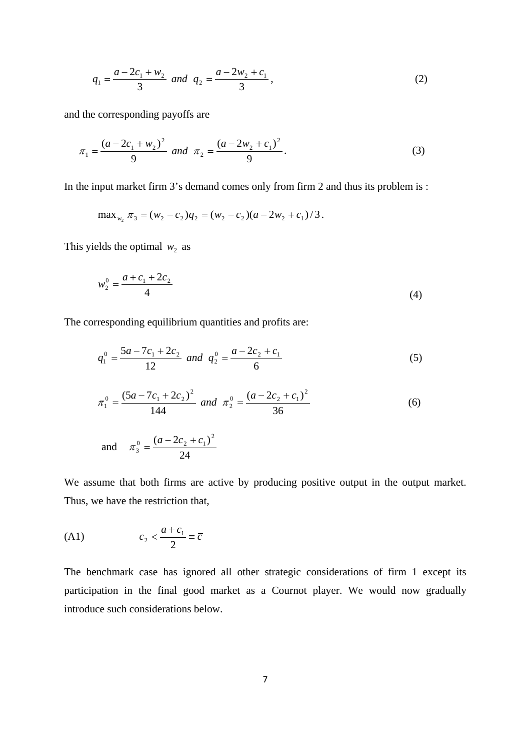$$q_1 = \frac{a - 2c_1 + w_2}{3} \;\; and \;\; q_2 = \frac{a - 2w_2 + c_1}{3}, \tag{2}$$

and the corresponding payoffs are

$$\pi_1 = \frac{(a - 2c_1 + w_2)^2}{9} \;\; and \;\; \pi_2 = \frac{(a - 2w_2 + c_1)^2}{9}. \tag{3}$$

In the input market firm 3's demand comes only from firm 2 and thus its problem is :

$$\max_{w_2} \pi_3 = (w_2 - c_2)q_2 = (w_2 - c_2)(a - 2w_2 + c_1)/3.$$

This yields the optimal $w_2$ as

$$w_2^0 = \frac{a + c_1 + 2c_2}{4} \tag{4}$$

The corresponding equilibrium quantities and profits are:

$$q_1^0 = \frac{5a - 7c_1 + 2c_2}{12} \;\; and \;\; q_2^0 = \frac{a - 2c_2 + c_1}{6} \tag{5}$$

$$\pi_1^0 = \frac{(5a - 7c_1 + 2c_2)^2}{144} \;\; and \;\; \pi_2^0 = \frac{(a - 2c_2 + c_1)^2}{36} \tag{6}$$

and $\quad \pi_3^0 = \dfrac{(a - 2c_2 + c_1)^2}{24}$

We assume that both firms are active by producing positive output in the output market. Thus, we have the restriction that,

(A1) $\qquad c_2 < \dfrac{a + c_1}{2} \equiv \bar{c}$

The benchmark case has ignored all other strategic considerations of firm 1 except its participation in the final good market as a Cournot player. We would now gradually introduce such considerations below.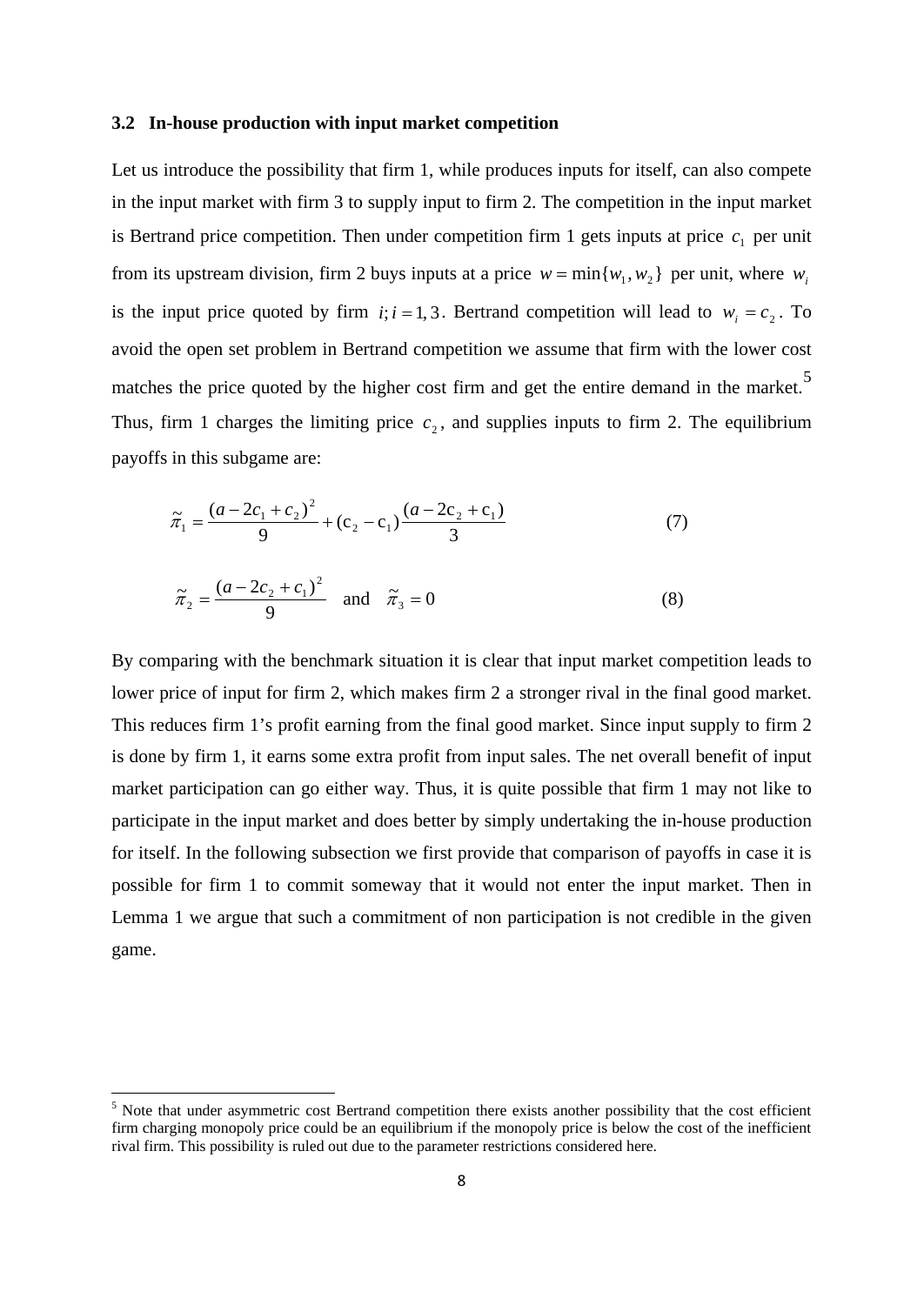### 3.2 In-house production with input market competition

Let us introduce the possibility that firm 1, while produces inputs for itself, can also compete in the input market with firm 3 to supply input to firm 2. The competition in the input market is Bertrand price competition. Then under competition firm 1 gets inputs at price $c_1$ per unit from its upstream division, firm 2 buys inputs at a price $w = \min\{w_1, w_2\}$ per unit, where $w_i$ is the input price quoted by firm $i; i = 1, 3$. Bertrand competition will lead to $w_i = c_2$. To avoid the open set problem in Bertrand competition we assume that firm with the lower cost matches the price quoted by the higher cost firm and get the entire demand in the market.[5] Thus, firm 1 charges the limiting price $c_2$, and supplies inputs to firm 2. The equilibrium payoffs in this subgame are:

$$\tilde{\pi}_1 = \frac{(a - 2c_1 + c_2)^2}{9} + (c_2 - c_1)\frac{(a - 2c_2 + c_1)}{3} \tag{7}$$

$$\tilde{\pi}_2 = \frac{(a - 2c_2 + c_1)^2}{9} \quad \text{and} \quad \tilde{\pi}_3 = 0 \tag{8}$$

By comparing with the benchmark situation it is clear that input market competition leads to lower price of input for firm 2, which makes firm 2 a stronger rival in the final good market. This reduces firm 1's profit earning from the final good market. Since input supply to firm 2 is done by firm 1, it earns some extra profit from input sales. The net overall benefit of input market participation can go either way. Thus, it is quite possible that firm 1 may not like to participate in the input market and does better by simply undertaking the in-house production for itself. In the following subsection we first provide that comparison of payoffs in case it is possible for firm 1 to commit someway that it would not enter the input market. Then in Lemma 1 we argue that such a commitment of non participation is not credible in the given game.

[5] Note that under asymmetric cost Bertrand competition there exists another possibility that the cost efficient firm charging monopoly price could be an equilibrium if the monopoly price is below the cost of the inefficient rival firm. This possibility is ruled out due to the parameter restrictions considered here.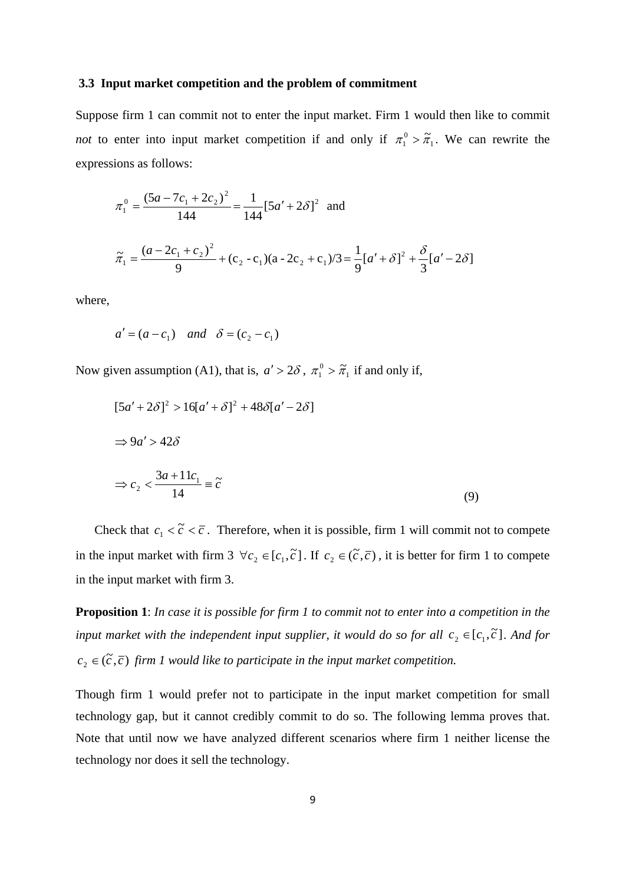### 3.3 Input market competition and the problem of commitment

Suppose firm 1 can commit not to enter the input market. Firm 1 would then like to commit *not* to enter into input market competition if and only if $\pi_1^0 > \tilde{\pi}_1$. We can rewrite the expressions as follows:

$$\pi_1^0 = \frac{(5a - 7c_1 + 2c_2)^2}{144} = \frac{1}{144}[5a' + 2\delta]^2 \quad \text{and}$$

$$\tilde{\pi}_1 = \frac{(a - 2c_1 + c_2)^2}{9} + (\mathrm{c_2} - \mathrm{c_1})(\mathrm{a} - 2\mathrm{c_2} + \mathrm{c_1})/3 = \frac{1}{9}[a' + \delta]^2 + \frac{\delta}{3}[a' - 2\delta]$$

where,

$$a' = (a - c_1) \quad and \quad \delta = (c_2 - c_1)$$

Now given assumption (A1), that is, $a' > 2\delta$, $\pi_1^0 > \tilde{\pi}_1$ if and only if,

$$[5a' + 2\delta]^2 > 16[a' + \delta]^2 + 48\delta[a' - 2\delta]$$

$$\Rightarrow 9a' > 42\delta$$

$$\Rightarrow c_2 < \frac{3a + 11c_1}{14} \equiv \tilde{c} \tag{9}$$

Check that $c_1 < \tilde{c} < \bar{c}$. Therefore, when it is possible, firm 1 will commit not to compete in the input market with firm 3 $\forall c_2 \in [c_1, \tilde{c}]$. If $c_2 \in (\tilde{c}, \bar{c})$, it is better for firm 1 to compete in the input market with firm 3.

**Proposition 1**: *In case it is possible for firm 1 to commit not to enter into a competition in the input market with the independent input supplier, it would do so for all $c_2 \in [c_1, \tilde{c}]$. And for $c_2 \in (\tilde{c}, \bar{c})$ firm 1 would like to participate in the input market competition.*

Though firm 1 would prefer not to participate in the input market competition for small technology gap, but it cannot credibly commit to do so. The following lemma proves that. Note that until now we have analyzed different scenarios where firm 1 neither license the technology nor does it sell the technology.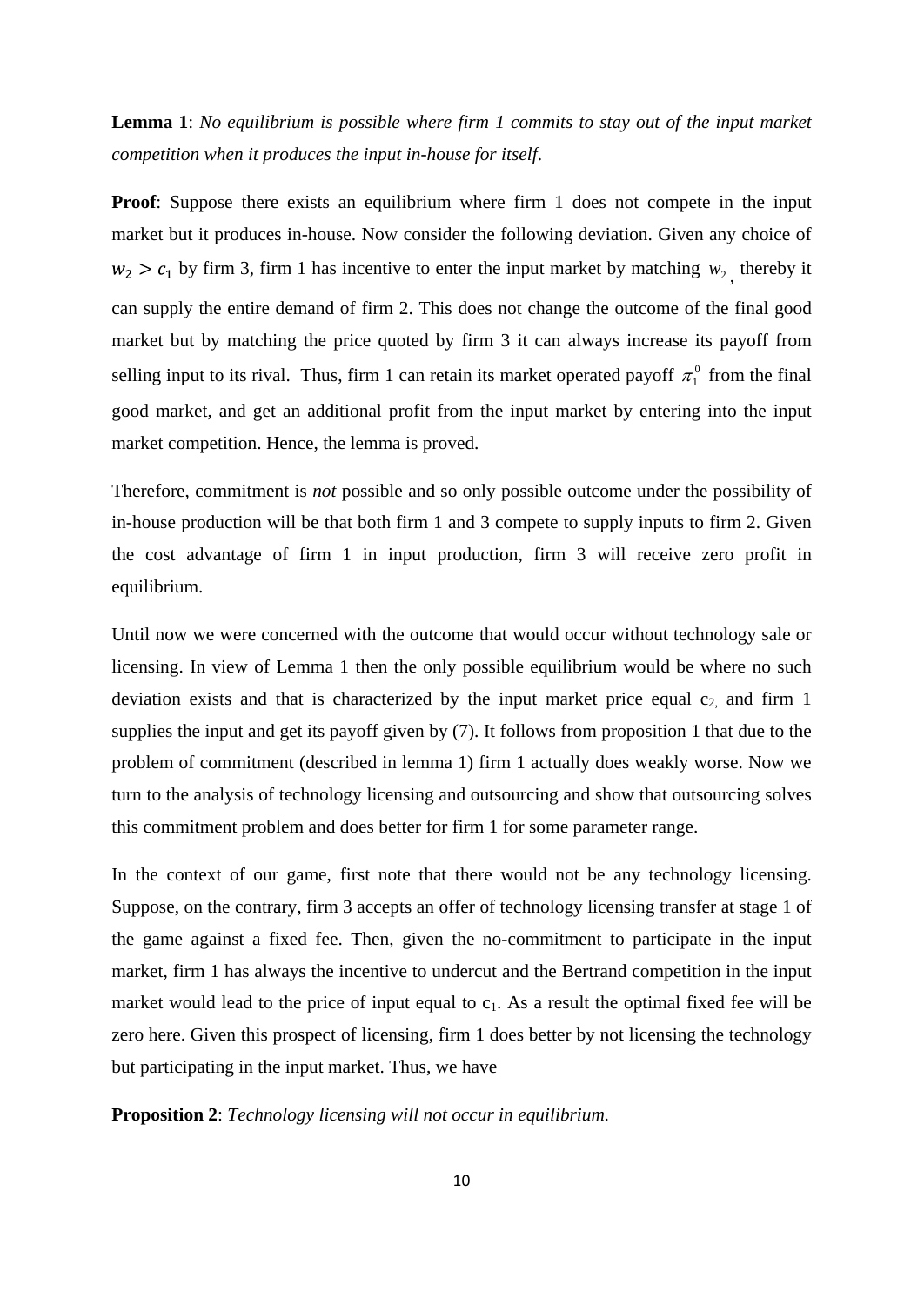**Lemma 1**: *No equilibrium is possible where firm 1 commits to stay out of the input market competition when it produces the input in-house for itself*.

**Proof**: Suppose there exists an equilibrium where firm 1 does not compete in the input market but it produces in-house. Now consider the following deviation. Given any choice of $w_2 > c_1$ by firm 3, firm 1 has incentive to enter the input market by matching $w_2$, thereby it can supply the entire demand of firm 2. This does not change the outcome of the final good market but by matching the price quoted by firm 3 it can always increase its payoff from selling input to its rival. Thus, firm 1 can retain its market operated payoff $\pi_1^0$ from the final good market, and get an additional profit from the input market by entering into the input market competition. Hence, the lemma is proved.

Therefore, commitment is *not* possible and so only possible outcome under the possibility of in-house production will be that both firm 1 and 3 compete to supply inputs to firm 2. Given the cost advantage of firm 1 in input production, firm 3 will receive zero profit in equilibrium.

Until now we were concerned with the outcome that would occur without technology sale or licensing. In view of Lemma 1 then the only possible equilibrium would be where no such deviation exists and that is characterized by the input market price equal $c_2$, and firm 1 supplies the input and get its payoff given by (7). It follows from proposition 1 that due to the problem of commitment (described in lemma 1) firm 1 actually does weakly worse. Now we turn to the analysis of technology licensing and outsourcing and show that outsourcing solves this commitment problem and does better for firm 1 for some parameter range.

In the context of our game, first note that there would not be any technology licensing. Suppose, on the contrary, firm 3 accepts an offer of technology licensing transfer at stage 1 of the game against a fixed fee. Then, given the no-commitment to participate in the input market, firm 1 has always the incentive to undercut and the Bertrand competition in the input market would lead to the price of input equal to $c_1$. As a result the optimal fixed fee will be zero here. Given this prospect of licensing, firm 1 does better by not licensing the technology but participating in the input market. Thus, we have

**Proposition 2**: *Technology licensing will not occur in equilibrium.*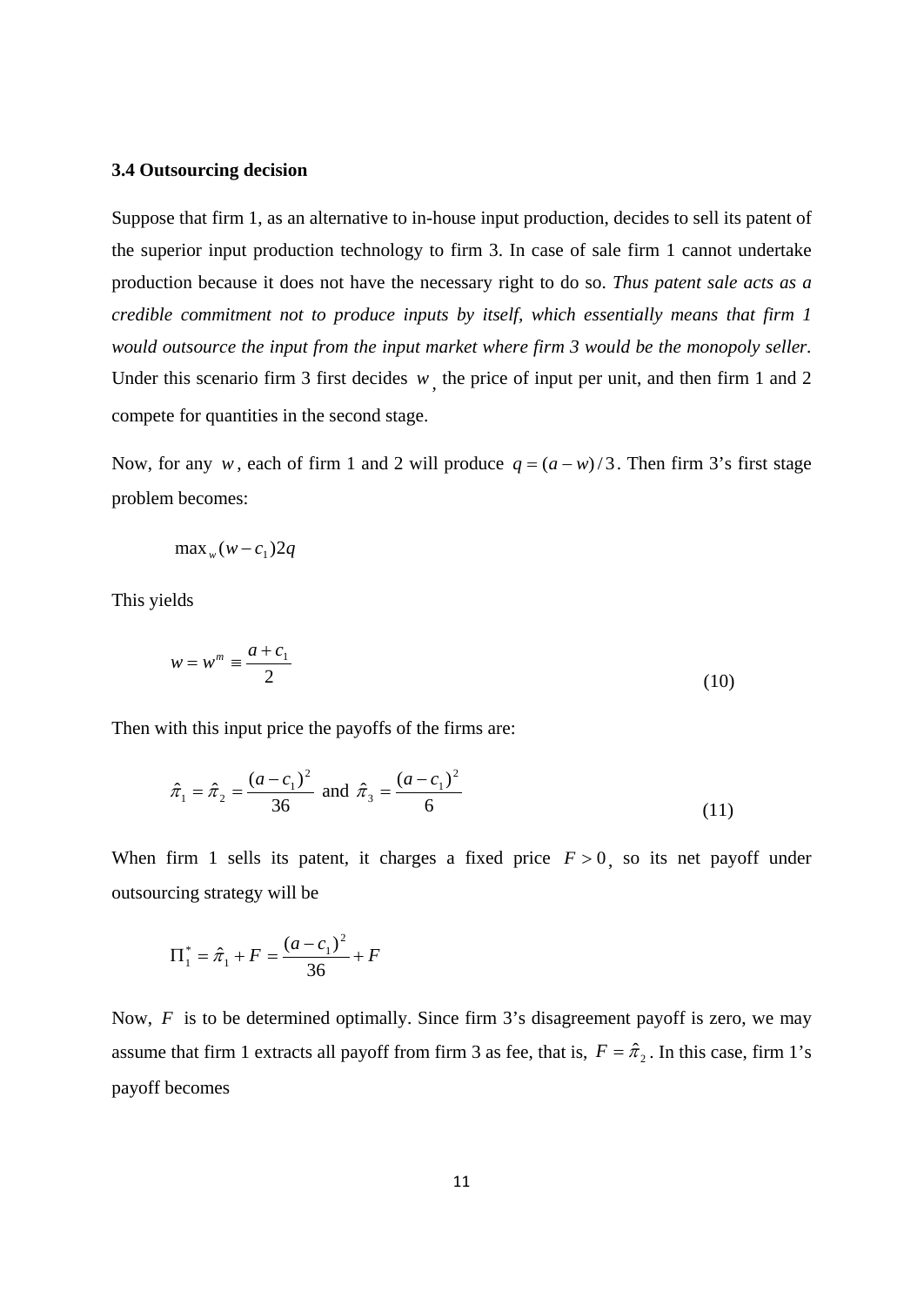### 3.4 Outsourcing decision

Suppose that firm 1, as an alternative to in-house input production, decides to sell its patent of the superior input production technology to firm 3. In case of sale firm 1 cannot undertake production because it does not have the necessary right to do so. *Thus patent sale acts as a credible commitment not to produce inputs by itself, which essentially means that firm 1 would outsource the input from the input market where firm 3 would be the monopoly seller.* Under this scenario firm 3 first decides $w$, the price of input per unit, and then firm 1 and 2 compete for quantities in the second stage.

Now, for any $w$, each of firm 1 and 2 will produce $q = (a - w)/3$. Then firm 3's first stage problem becomes:

$$\max_w (w - c_1) 2q$$

This yields

$$w = w^m \equiv \frac{a + c_1}{2} \tag{10}$$

Then with this input price the payoffs of the firms are:

$$\hat{\pi}_1 = \hat{\pi}_2 = \frac{(a - c_1)^2}{36} \text{ and } \hat{\pi}_3 = \frac{(a - c_1)^2}{6} \tag{11}$$

When firm 1 sells its patent, it charges a fixed price $F > 0$, so its net payoff under outsourcing strategy will be

$$\Pi_1^* = \hat{\pi}_1 + F = \frac{(a - c_1)^2}{36} + F$$

Now, $F$ is to be determined optimally. Since firm 3's disagreement payoff is zero, we may assume that firm 1 extracts all payoff from firm 3 as fee, that is, $F = \hat{\pi}_2$. In this case, firm 1's payoff becomes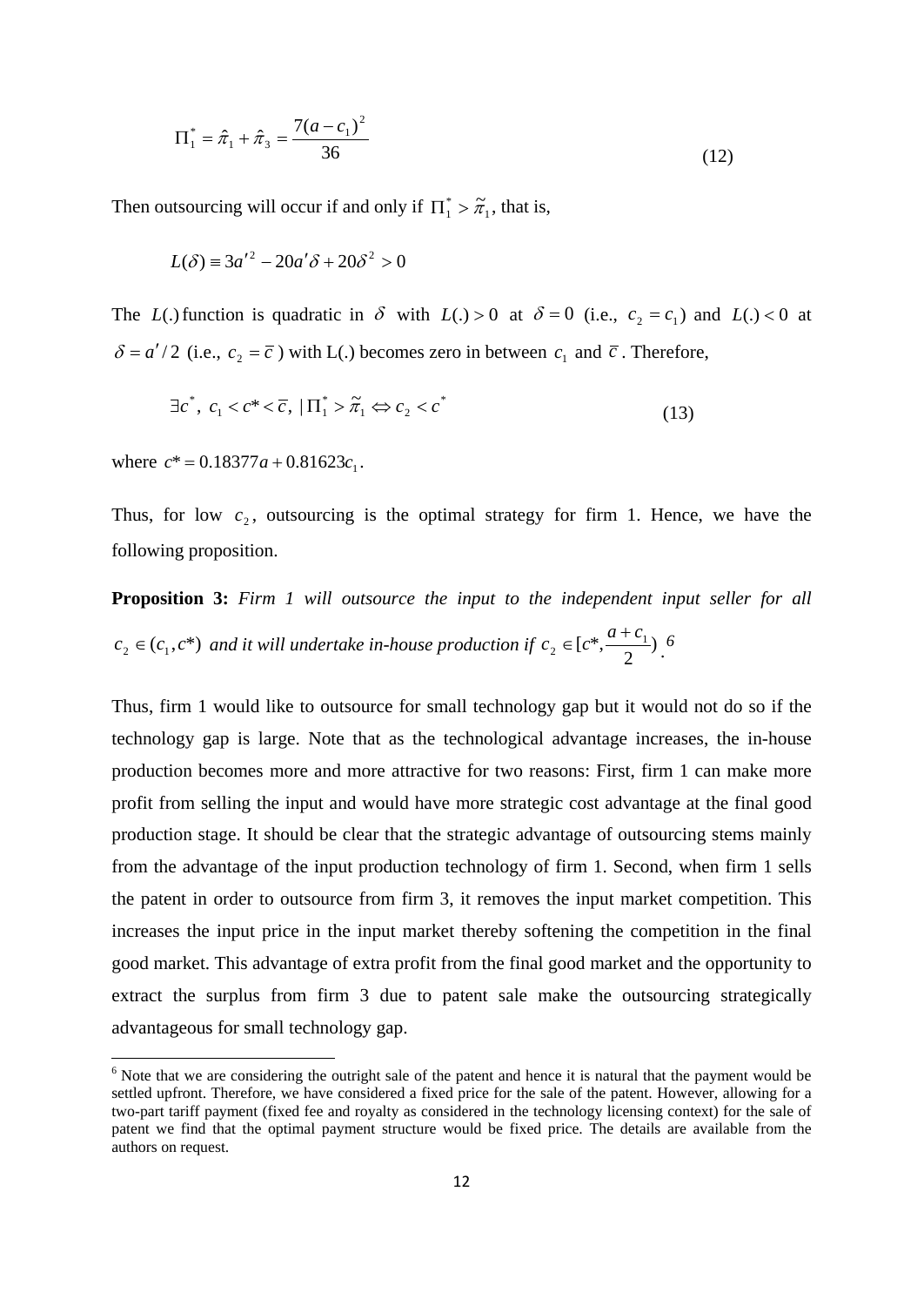$$\Pi_1^* = \hat{\pi}_1 + \hat{\pi}_3 = \frac{7(a-c_1)^2}{36} \tag{12}$$

Then outsourcing will occur if and only if $\Pi_1^* > \tilde{\pi}_1$, that is,

$$L(\delta) \equiv 3a'^2 - 20a'\delta + 20\delta^2 > 0$$

The $L(.)$ function is quadratic in $\delta$ with $L(.) > 0$ at $\delta = 0$ (i.e., $c_2 = c_1$) and $L(.) < 0$ at $\delta = a'/2$ (i.e., $c_2 = \bar{c}$) with L(.) becomes zero in between $c_1$ and $\bar{c}$. Therefore,

$$\exists c^*,\ c_1 < c^* < \bar{c},\ |\ \Pi_1^* > \tilde{\pi}_1 \Leftrightarrow c_2 < c^* \tag{13}$$

where $c^* = 0.18377a + 0.81623c_1$.

Thus, for low $c_2$, outsourcing is the optimal strategy for firm 1. Hence, we have the following proposition.

**Proposition 3:** *Firm 1 will outsource the input to the independent input seller for all $c_2 \in (c_1, c^*)$ and it will undertake in-house production if $c_2 \in [c^*, \frac{a+c_1}{2})$.*[6]

Thus, firm 1 would like to outsource for small technology gap but it would not do so if the technology gap is large. Note that as the technological advantage increases, the in-house production becomes more and more attractive for two reasons: First, firm 1 can make more profit from selling the input and would have more strategic cost advantage at the final good production stage. It should be clear that the strategic advantage of outsourcing stems mainly from the advantage of the input production technology of firm 1. Second, when firm 1 sells the patent in order to outsource from firm 3, it removes the input market competition. This increases the input price in the input market thereby softening the competition in the final good market. This advantage of extra profit from the final good market and the opportunity to extract the surplus from firm 3 due to patent sale make the outsourcing strategically advantageous for small technology gap.

---

[6] Note that we are considering the outright sale of the patent and hence it is natural that the payment would be settled upfront. Therefore, we have considered a fixed price for the sale of the patent. However, allowing for a two-part tariff payment (fixed fee and royalty as considered in the technology licensing context) for the sale of patent we find that the optimal payment structure would be fixed price. The details are available from the authors on request.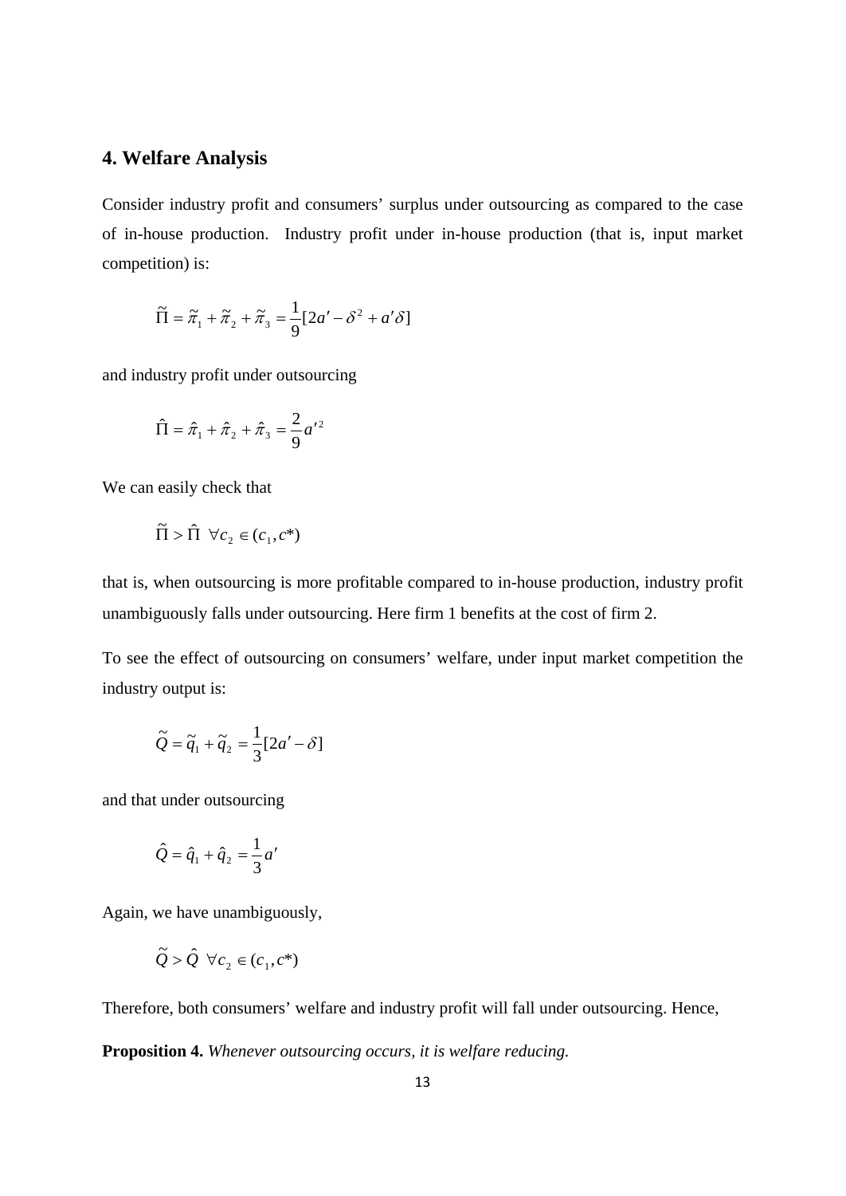## 4. Welfare Analysis

Consider industry profit and consumers' surplus under outsourcing as compared to the case of in-house production. Industry profit under in-house production (that is, input market competition) is:

$$\tilde{\Pi} = \tilde{\pi}_1 + \tilde{\pi}_2 + \tilde{\pi}_3 = \frac{1}{9}[2a' - \delta^2 + a'\delta]$$

and industry profit under outsourcing

$$\hat{\Pi} = \hat{\pi}_1 + \hat{\pi}_2 + \hat{\pi}_3 = \frac{2}{9}a'^2$$

We can easily check that

$$\tilde{\Pi} > \hat{\Pi} \ \ \forall c_2 \in (c_1, c^*)$$

that is, when outsourcing is more profitable compared to in-house production, industry profit unambiguously falls under outsourcing. Here firm 1 benefits at the cost of firm 2.

To see the effect of outsourcing on consumers' welfare, under input market competition the industry output is:

$$\tilde{Q} = \tilde{q}_1 + \tilde{q}_2 = \frac{1}{3}[2a' - \delta]$$

and that under outsourcing

$$\hat{Q} = \hat{q}_1 + \hat{q}_2 = \frac{1}{3}a'$$

Again, we have unambiguously,

$$\tilde{Q} > \hat{Q} \ \ \forall c_2 \in (c_1, c^*)$$

Therefore, both consumers' welfare and industry profit will fall under outsourcing. Hence,

**Proposition 4.** *Whenever outsourcing occurs, it is welfare reducing.*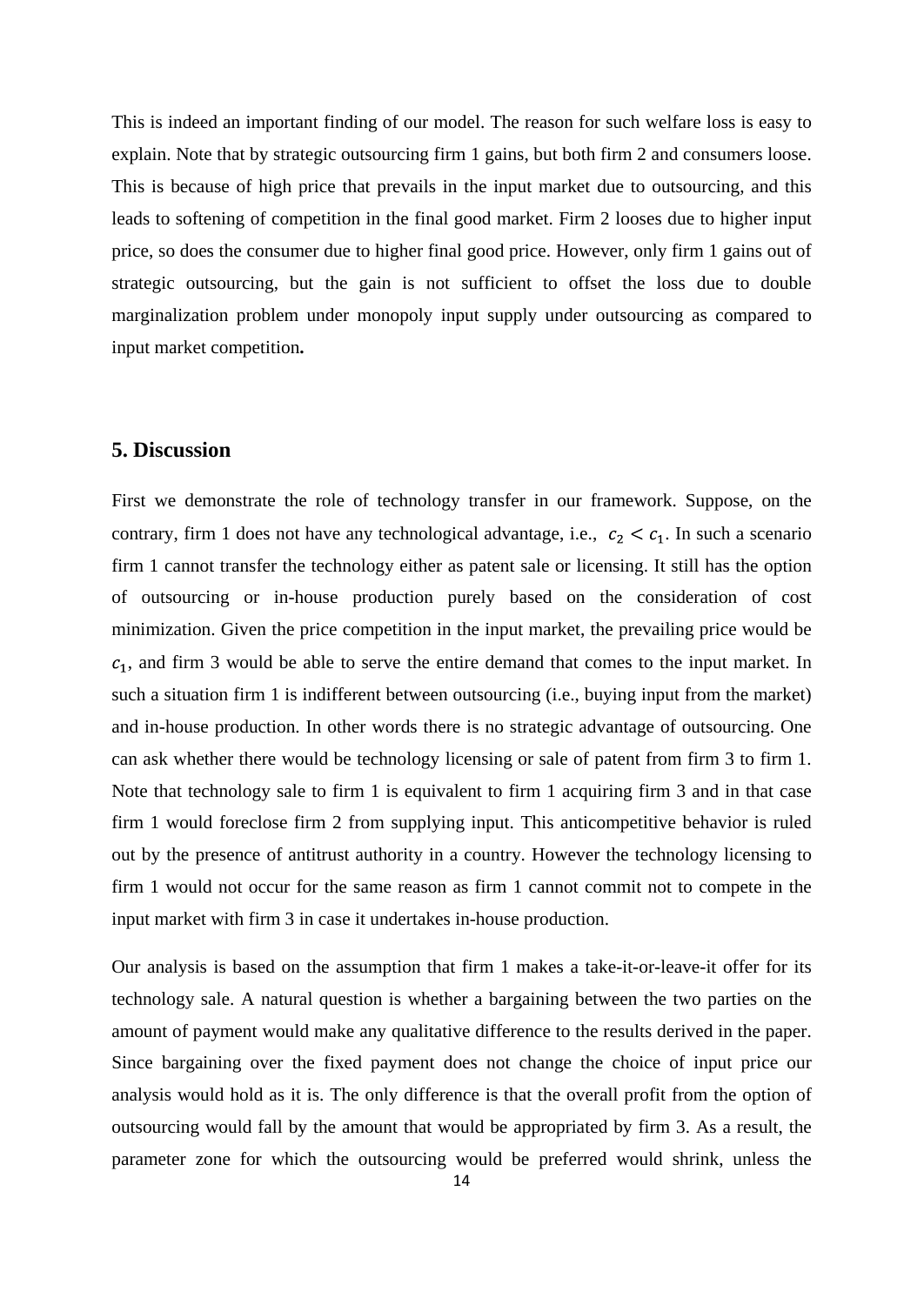This is indeed an important finding of our model. The reason for such welfare loss is easy to explain. Note that by strategic outsourcing firm 1 gains, but both firm 2 and consumers loose. This is because of high price that prevails in the input market due to outsourcing, and this leads to softening of competition in the final good market. Firm 2 looses due to higher input price, so does the consumer due to higher final good price. However, only firm 1 gains out of strategic outsourcing, but the gain is not sufficient to offset the loss due to double marginalization problem under monopoly input supply under outsourcing as compared to input market competition**.**

## 5. Discussion

First we demonstrate the role of technology transfer in our framework. Suppose, on the contrary, firm 1 does not have any technological advantage, i.e., $c_2 < c_1$. In such a scenario firm 1 cannot transfer the technology either as patent sale or licensing. It still has the option of outsourcing or in-house production purely based on the consideration of cost minimization. Given the price competition in the input market, the prevailing price would be $c_1$, and firm 3 would be able to serve the entire demand that comes to the input market. In such a situation firm 1 is indifferent between outsourcing (i.e., buying input from the market) and in-house production. In other words there is no strategic advantage of outsourcing. One can ask whether there would be technology licensing or sale of patent from firm 3 to firm 1. Note that technology sale to firm 1 is equivalent to firm 1 acquiring firm 3 and in that case firm 1 would foreclose firm 2 from supplying input. This anticompetitive behavior is ruled out by the presence of antitrust authority in a country. However the technology licensing to firm 1 would not occur for the same reason as firm 1 cannot commit not to compete in the input market with firm 3 in case it undertakes in-house production.

Our analysis is based on the assumption that firm 1 makes a take-it-or-leave-it offer for its technology sale. A natural question is whether a bargaining between the two parties on the amount of payment would make any qualitative difference to the results derived in the paper. Since bargaining over the fixed payment does not change the choice of input price our analysis would hold as it is. The only difference is that the overall profit from the option of outsourcing would fall by the amount that would be appropriated by firm 3. As a result, the parameter zone for which the outsourcing would be preferred would shrink, unless the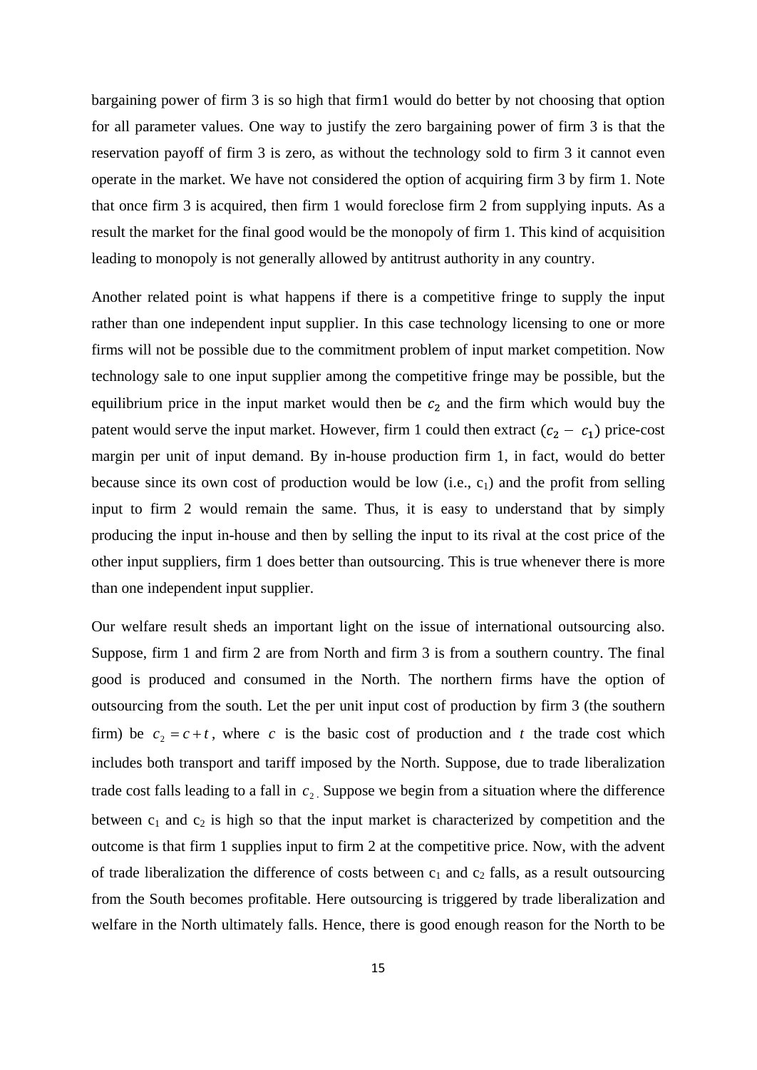bargaining power of firm 3 is so high that firm1 would do better by not choosing that option for all parameter values. One way to justify the zero bargaining power of firm 3 is that the reservation payoff of firm 3 is zero, as without the technology sold to firm 3 it cannot even operate in the market. We have not considered the option of acquiring firm 3 by firm 1. Note that once firm 3 is acquired, then firm 1 would foreclose firm 2 from supplying inputs. As a result the market for the final good would be the monopoly of firm 1. This kind of acquisition leading to monopoly is not generally allowed by antitrust authority in any country.

Another related point is what happens if there is a competitive fringe to supply the input rather than one independent input supplier. In this case technology licensing to one or more firms will not be possible due to the commitment problem of input market competition. Now technology sale to one input supplier among the competitive fringe may be possible, but the equilibrium price in the input market would then be $c_2$ and the firm which would buy the patent would serve the input market. However, firm 1 could then extract $(c_2 - c_1)$ price-cost margin per unit of input demand. By in-house production firm 1, in fact, would do better because since its own cost of production would be low (i.e., $c_1$) and the profit from selling input to firm 2 would remain the same. Thus, it is easy to understand that by simply producing the input in-house and then by selling the input to its rival at the cost price of the other input suppliers, firm 1 does better than outsourcing. This is true whenever there is more than one independent input supplier.

Our welfare result sheds an important light on the issue of international outsourcing also. Suppose, firm 1 and firm 2 are from North and firm 3 is from a southern country. The final good is produced and consumed in the North. The northern firms have the option of outsourcing from the south. Let the per unit input cost of production by firm 3 (the southern firm) be $c_2 = c + t$, where $c$ is the basic cost of production and $t$ the trade cost which includes both transport and tariff imposed by the North. Suppose, due to trade liberalization trade cost falls leading to a fall in $c_2$. Suppose we begin from a situation where the difference between $c_1$ and $c_2$ is high so that the input market is characterized by competition and the outcome is that firm 1 supplies input to firm 2 at the competitive price. Now, with the advent of trade liberalization the difference of costs between $c_1$ and $c_2$ falls, as a result outsourcing from the South becomes profitable. Here outsourcing is triggered by trade liberalization and welfare in the North ultimately falls. Hence, there is good enough reason for the North to be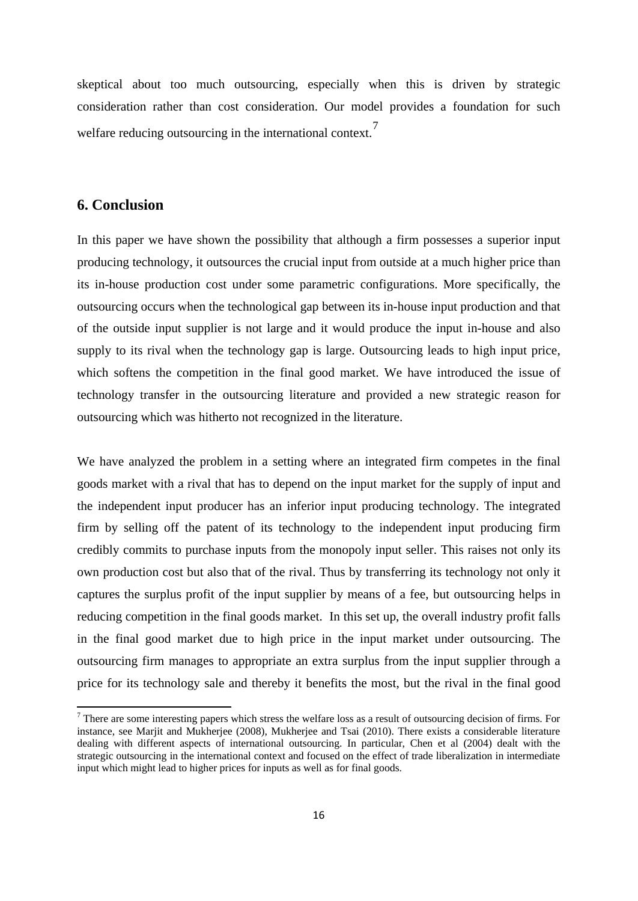skeptical about too much outsourcing, especially when this is driven by strategic consideration rather than cost consideration. Our model provides a foundation for such welfare reducing outsourcing in the international context.[7]

## 6. Conclusion

In this paper we have shown the possibility that although a firm possesses a superior input producing technology, it outsources the crucial input from outside at a much higher price than its in-house production cost under some parametric configurations. More specifically, the outsourcing occurs when the technological gap between its in-house input production and that of the outside input supplier is not large and it would produce the input in-house and also supply to its rival when the technology gap is large. Outsourcing leads to high input price, which softens the competition in the final good market. We have introduced the issue of technology transfer in the outsourcing literature and provided a new strategic reason for outsourcing which was hitherto not recognized in the literature.

We have analyzed the problem in a setting where an integrated firm competes in the final goods market with a rival that has to depend on the input market for the supply of input and the independent input producer has an inferior input producing technology. The integrated firm by selling off the patent of its technology to the independent input producing firm credibly commits to purchase inputs from the monopoly input seller. This raises not only its own production cost but also that of the rival. Thus by transferring its technology not only it captures the surplus profit of the input supplier by means of a fee, but outsourcing helps in reducing competition in the final goods market. In this set up, the overall industry profit falls in the final good market due to high price in the input market under outsourcing. The outsourcing firm manages to appropriate an extra surplus from the input supplier through a price for its technology sale and thereby it benefits the most, but the rival in the final good

[7] There are some interesting papers which stress the welfare loss as a result of outsourcing decision of firms. For instance, see Marjit and Mukherjee (2008), Mukherjee and Tsai (2010). There exists a considerable literature dealing with different aspects of international outsourcing. In particular, Chen et al (2004) dealt with the strategic outsourcing in the international context and focused on the effect of trade liberalization in intermediate input which might lead to higher prices for inputs as well as for final goods.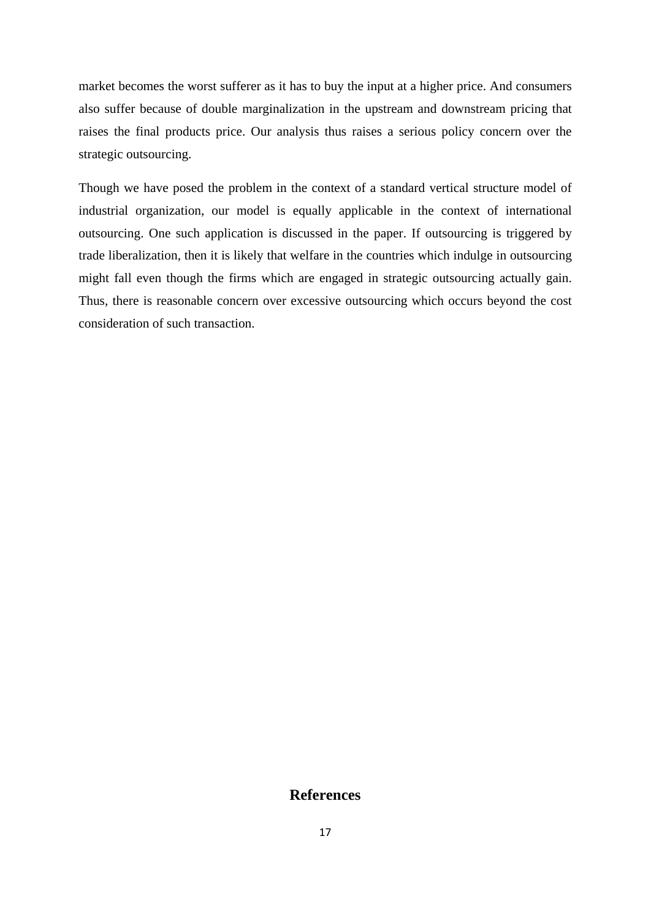market becomes the worst sufferer as it has to buy the input at a higher price. And consumers also suffer because of double marginalization in the upstream and downstream pricing that raises the final products price. Our analysis thus raises a serious policy concern over the strategic outsourcing.

Though we have posed the problem in the context of a standard vertical structure model of industrial organization, our model is equally applicable in the context of international outsourcing. One such application is discussed in the paper. If outsourcing is triggered by trade liberalization, then it is likely that welfare in the countries which indulge in outsourcing might fall even though the firms which are engaged in strategic outsourcing actually gain. Thus, there is reasonable concern over excessive outsourcing which occurs beyond the cost consideration of such transaction.

## References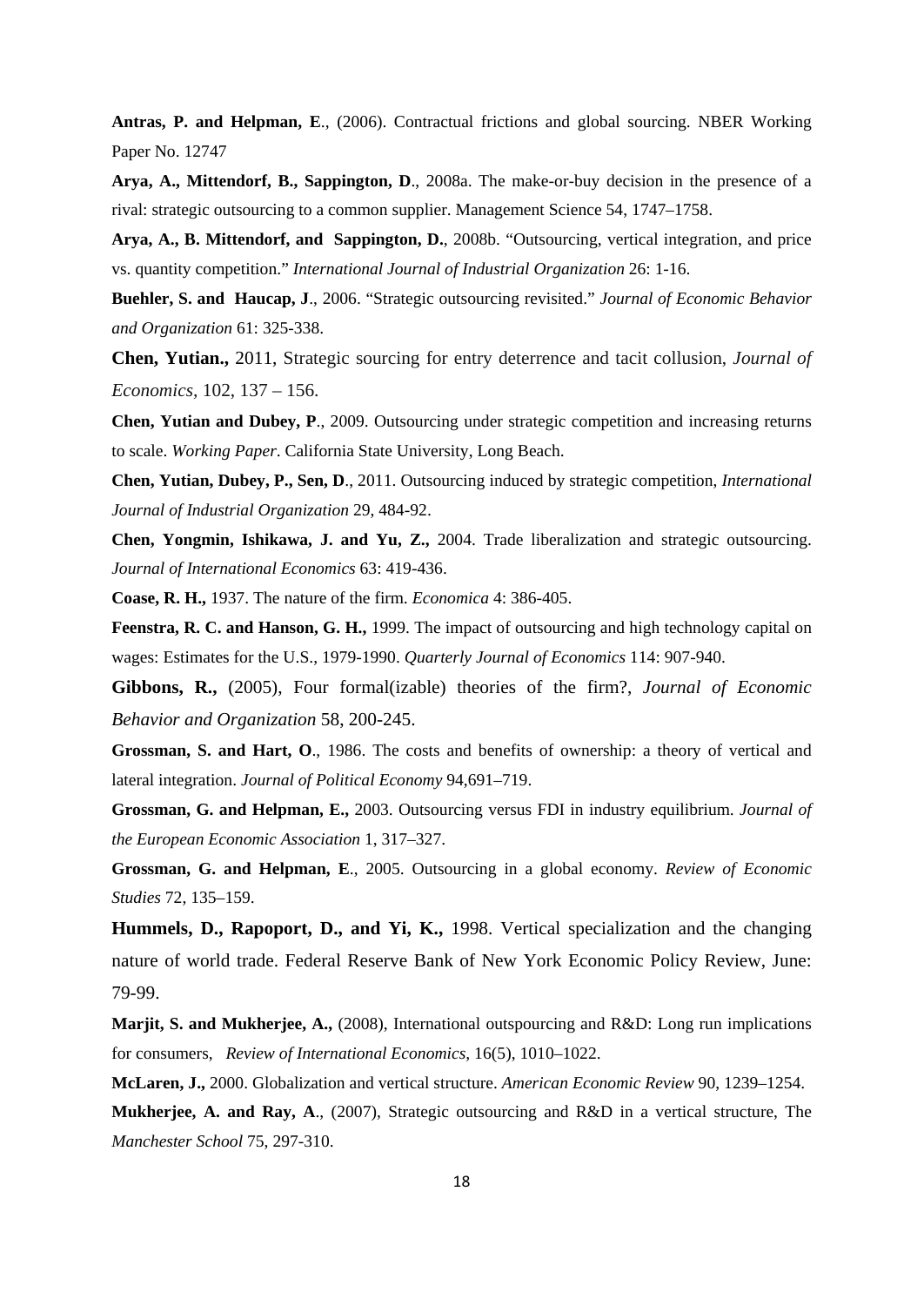**Antras, P. and Helpman, E**., (2006). Contractual frictions and global sourcing. NBER Working Paper No. 12747

**Arya, A., Mittendorf, B., Sappington, D**., 2008a. The make-or-buy decision in the presence of a rival: strategic outsourcing to a common supplier. Management Science 54, 1747–1758.

**Arya, A., B. Mittendorf, and Sappington, D.**, 2008b. "Outsourcing, vertical integration, and price vs. quantity competition." *International Journal of Industrial Organization* 26: 1-16.

**Buehler, S. and Haucap, J**., 2006. "Strategic outsourcing revisited." *Journal of Economic Behavior and Organization* 61: 325-338.

**Chen, Yutian.,** 2011, Strategic sourcing for entry deterrence and tacit collusion, *Journal of Economics,* 102, 137 – 156.

**Chen, Yutian and Dubey, P**., 2009. Outsourcing under strategic competition and increasing returns to scale. *Working Paper*. California State University, Long Beach.

**Chen, Yutian, Dubey, P., Sen, D**., 2011. Outsourcing induced by strategic competition, *International Journal of Industrial Organization* 29, 484-92.

**Chen, Yongmin, Ishikawa, J. and Yu, Z.,** 2004. Trade liberalization and strategic outsourcing. *Journal of International Economics* 63: 419-436.

**Coase, R. H.,** 1937. The nature of the firm. *Economica* 4: 386-405.

**Feenstra, R. C. and Hanson, G. H.,** 1999. The impact of outsourcing and high technology capital on wages: Estimates for the U.S., 1979-1990. *Quarterly Journal of Economics* 114: 907-940.

**Gibbons, R.,** (2005), Four formal(izable) theories of the firm?, *Journal of Economic Behavior and Organization* 58, 200-245.

**Grossman, S. and Hart, O**., 1986. The costs and benefits of ownership: a theory of vertical and lateral integration. *Journal of Political Economy* 94,691–719.

**Grossman, G. and Helpman, E.,** 2003. Outsourcing versus FDI in industry equilibrium. *Journal of the European Economic Association* 1, 317–327.

**Grossman, G. and Helpman, E**., 2005. Outsourcing in a global economy. *Review of Economic Studies* 72, 135–159.

**Hummels, D., Rapoport, D., and Yi, K.,** 1998. Vertical specialization and the changing nature of world trade. Federal Reserve Bank of New York Economic Policy Review, June: 79-99.

**Marjit, S. and Mukherjee, A.,** (2008), International outspourcing and R&D: Long run implications for consumers, *Review of International Economics,* 16(5), 1010–1022.

**McLaren, J.,** 2000. Globalization and vertical structure. *American Economic Review* 90, 1239–1254.

**Mukherjee, A. and Ray, A**., (2007), Strategic outsourcing and R&D in a vertical structure, The *Manchester School* 75, 297-310.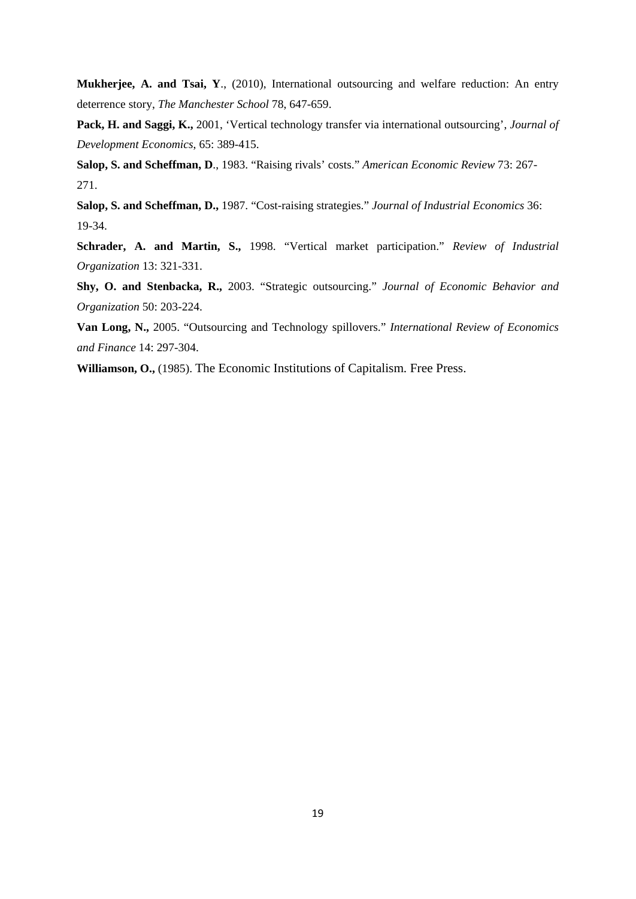**Mukherjee, A. and Tsai, Y**., (2010), International outsourcing and welfare reduction: An entry deterrence story, *The Manchester School* 78, 647-659.

**Pack, H. and Saggi, K.,** 2001, 'Vertical technology transfer via international outsourcing', *Journal of Development Economics*, 65: 389-415.

**Salop, S. and Scheffman, D**., 1983. "Raising rivals' costs." *American Economic Review* 73: 267-271.

**Salop, S. and Scheffman, D.,** 1987. "Cost-raising strategies." *Journal of Industrial Economics* 36: 19-34.

**Schrader, A. and Martin, S.,** 1998. "Vertical market participation." *Review of Industrial Organization* 13: 321-331.

**Shy, O. and Stenbacka, R.,** 2003. "Strategic outsourcing." *Journal of Economic Behavior and Organization* 50: 203-224.

**Van Long, N.,** 2005. "Outsourcing and Technology spillovers." *International Review of Economics and Finance* 14: 297-304.

**Williamson, O.,** (1985). The Economic Institutions of Capitalism. Free Press.